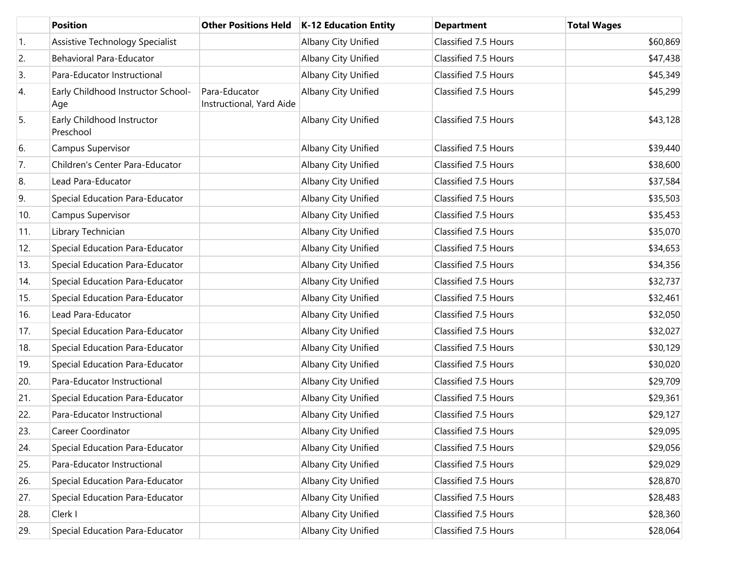| | Position | Other Positions Held | K-12 Education Entity | Department | Total Wages |
|---|---|---|---|---|---|
| 1. | Assistive Technology Specialist | | Albany City Unified | Classified 7.5 Hours | $60,869 |
| 2. | Behavioral Para-Educator | | Albany City Unified | Classified 7.5 Hours | $47,438 |
| 3. | Para-Educator Instructional | | Albany City Unified | Classified 7.5 Hours | $45,349 |
| 4. | Early Childhood Instructor School-Age | Para-Educator Instructional, Yard Aide | Albany City Unified | Classified 7.5 Hours | $45,299 |
| 5. | Early Childhood Instructor Preschool | | Albany City Unified | Classified 7.5 Hours | $43,128 |
| 6. | Campus Supervisor | | Albany City Unified | Classified 7.5 Hours | $39,440 |
| 7. | Children's Center Para-Educator | | Albany City Unified | Classified 7.5 Hours | $38,600 |
| 8. | Lead Para-Educator | | Albany City Unified | Classified 7.5 Hours | $37,584 |
| 9. | Special Education Para-Educator | | Albany City Unified | Classified 7.5 Hours | $35,503 |
| 10. | Campus Supervisor | | Albany City Unified | Classified 7.5 Hours | $35,453 |
| 11. | Library Technician | | Albany City Unified | Classified 7.5 Hours | $35,070 |
| 12. | Special Education Para-Educator | | Albany City Unified | Classified 7.5 Hours | $34,653 |
| 13. | Special Education Para-Educator | | Albany City Unified | Classified 7.5 Hours | $34,356 |
| 14. | Special Education Para-Educator | | Albany City Unified | Classified 7.5 Hours | $32,737 |
| 15. | Special Education Para-Educator | | Albany City Unified | Classified 7.5 Hours | $32,461 |
| 16. | Lead Para-Educator | | Albany City Unified | Classified 7.5 Hours | $32,050 |
| 17. | Special Education Para-Educator | | Albany City Unified | Classified 7.5 Hours | $32,027 |
| 18. | Special Education Para-Educator | | Albany City Unified | Classified 7.5 Hours | $30,129 |
| 19. | Special Education Para-Educator | | Albany City Unified | Classified 7.5 Hours | $30,020 |
| 20. | Para-Educator Instructional | | Albany City Unified | Classified 7.5 Hours | $29,709 |
| 21. | Special Education Para-Educator | | Albany City Unified | Classified 7.5 Hours | $29,361 |
| 22. | Para-Educator Instructional | | Albany City Unified | Classified 7.5 Hours | $29,127 |
| 23. | Career Coordinator | | Albany City Unified | Classified 7.5 Hours | $29,095 |
| 24. | Special Education Para-Educator | | Albany City Unified | Classified 7.5 Hours | $29,056 |
| 25. | Para-Educator Instructional | | Albany City Unified | Classified 7.5 Hours | $29,029 |
| 26. | Special Education Para-Educator | | Albany City Unified | Classified 7.5 Hours | $28,870 |
| 27. | Special Education Para-Educator | | Albany City Unified | Classified 7.5 Hours | $28,483 |
| 28. | Clerk I | | Albany City Unified | Classified 7.5 Hours | $28,360 |
| 29. | Special Education Para-Educator | | Albany City Unified | Classified 7.5 Hours | $28,064 |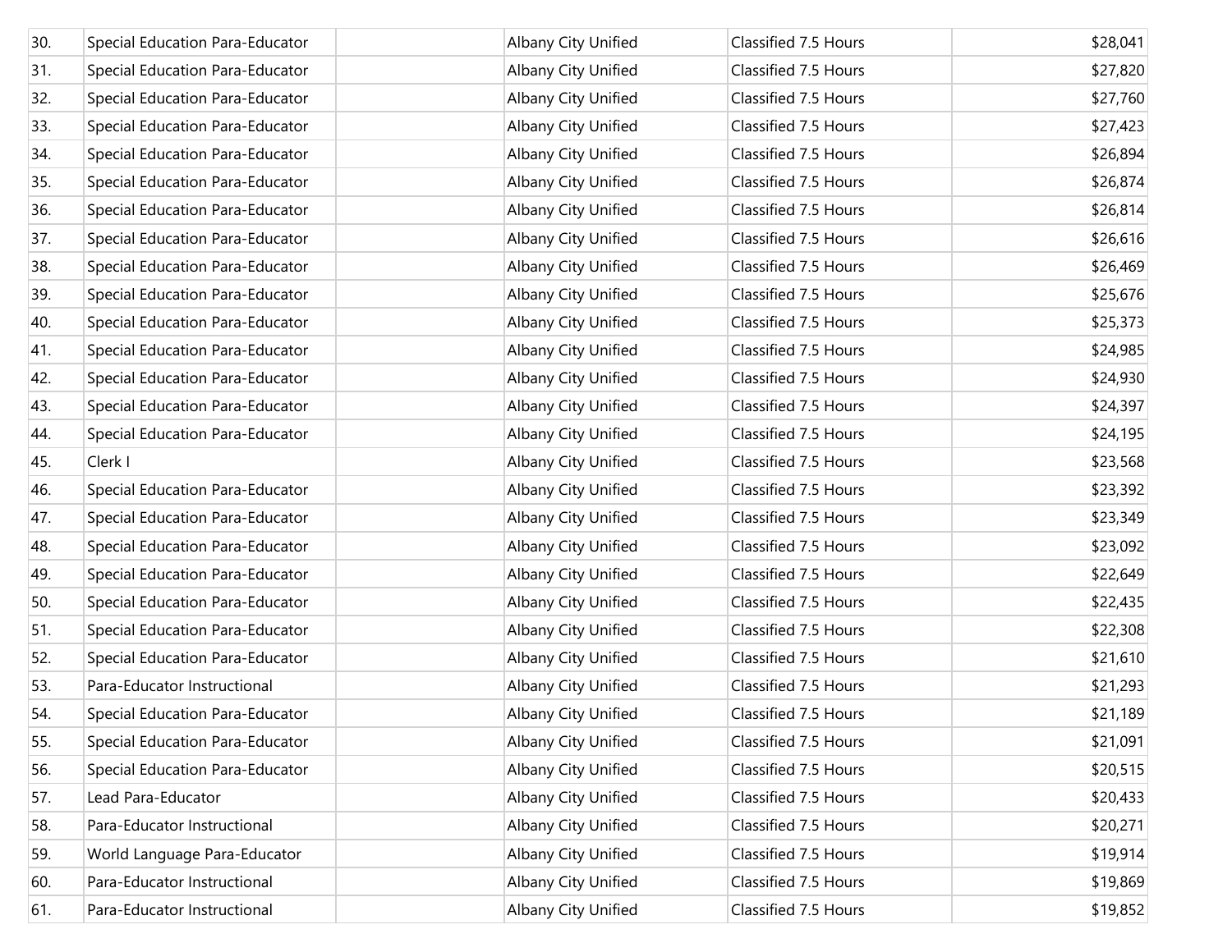| | | | | | |
|---|---|---|---|---|---|
| 30. | Special Education Para-Educator | | Albany City Unified | Classified 7.5 Hours | $28,041 |
| 31. | Special Education Para-Educator | | Albany City Unified | Classified 7.5 Hours | $27,820 |
| 32. | Special Education Para-Educator | | Albany City Unified | Classified 7.5 Hours | $27,760 |
| 33. | Special Education Para-Educator | | Albany City Unified | Classified 7.5 Hours | $27,423 |
| 34. | Special Education Para-Educator | | Albany City Unified | Classified 7.5 Hours | $26,894 |
| 35. | Special Education Para-Educator | | Albany City Unified | Classified 7.5 Hours | $26,874 |
| 36. | Special Education Para-Educator | | Albany City Unified | Classified 7.5 Hours | $26,814 |
| 37. | Special Education Para-Educator | | Albany City Unified | Classified 7.5 Hours | $26,616 |
| 38. | Special Education Para-Educator | | Albany City Unified | Classified 7.5 Hours | $26,469 |
| 39. | Special Education Para-Educator | | Albany City Unified | Classified 7.5 Hours | $25,676 |
| 40. | Special Education Para-Educator | | Albany City Unified | Classified 7.5 Hours | $25,373 |
| 41. | Special Education Para-Educator | | Albany City Unified | Classified 7.5 Hours | $24,985 |
| 42. | Special Education Para-Educator | | Albany City Unified | Classified 7.5 Hours | $24,930 |
| 43. | Special Education Para-Educator | | Albany City Unified | Classified 7.5 Hours | $24,397 |
| 44. | Special Education Para-Educator | | Albany City Unified | Classified 7.5 Hours | $24,195 |
| 45. | Clerk I | | Albany City Unified | Classified 7.5 Hours | $23,568 |
| 46. | Special Education Para-Educator | | Albany City Unified | Classified 7.5 Hours | $23,392 |
| 47. | Special Education Para-Educator | | Albany City Unified | Classified 7.5 Hours | $23,349 |
| 48. | Special Education Para-Educator | | Albany City Unified | Classified 7.5 Hours | $23,092 |
| 49. | Special Education Para-Educator | | Albany City Unified | Classified 7.5 Hours | $22,649 |
| 50. | Special Education Para-Educator | | Albany City Unified | Classified 7.5 Hours | $22,435 |
| 51. | Special Education Para-Educator | | Albany City Unified | Classified 7.5 Hours | $22,308 |
| 52. | Special Education Para-Educator | | Albany City Unified | Classified 7.5 Hours | $21,610 |
| 53. | Para-Educator Instructional | | Albany City Unified | Classified 7.5 Hours | $21,293 |
| 54. | Special Education Para-Educator | | Albany City Unified | Classified 7.5 Hours | $21,189 |
| 55. | Special Education Para-Educator | | Albany City Unified | Classified 7.5 Hours | $21,091 |
| 56. | Special Education Para-Educator | | Albany City Unified | Classified 7.5 Hours | $20,515 |
| 57. | Lead Para-Educator | | Albany City Unified | Classified 7.5 Hours | $20,433 |
| 58. | Para-Educator Instructional | | Albany City Unified | Classified 7.5 Hours | $20,271 |
| 59. | World Language Para-Educator | | Albany City Unified | Classified 7.5 Hours | $19,914 |
| 60. | Para-Educator Instructional | | Albany City Unified | Classified 7.5 Hours | $19,869 |
| 61. | Para-Educator Instructional | | Albany City Unified | Classified 7.5 Hours | $19,852 |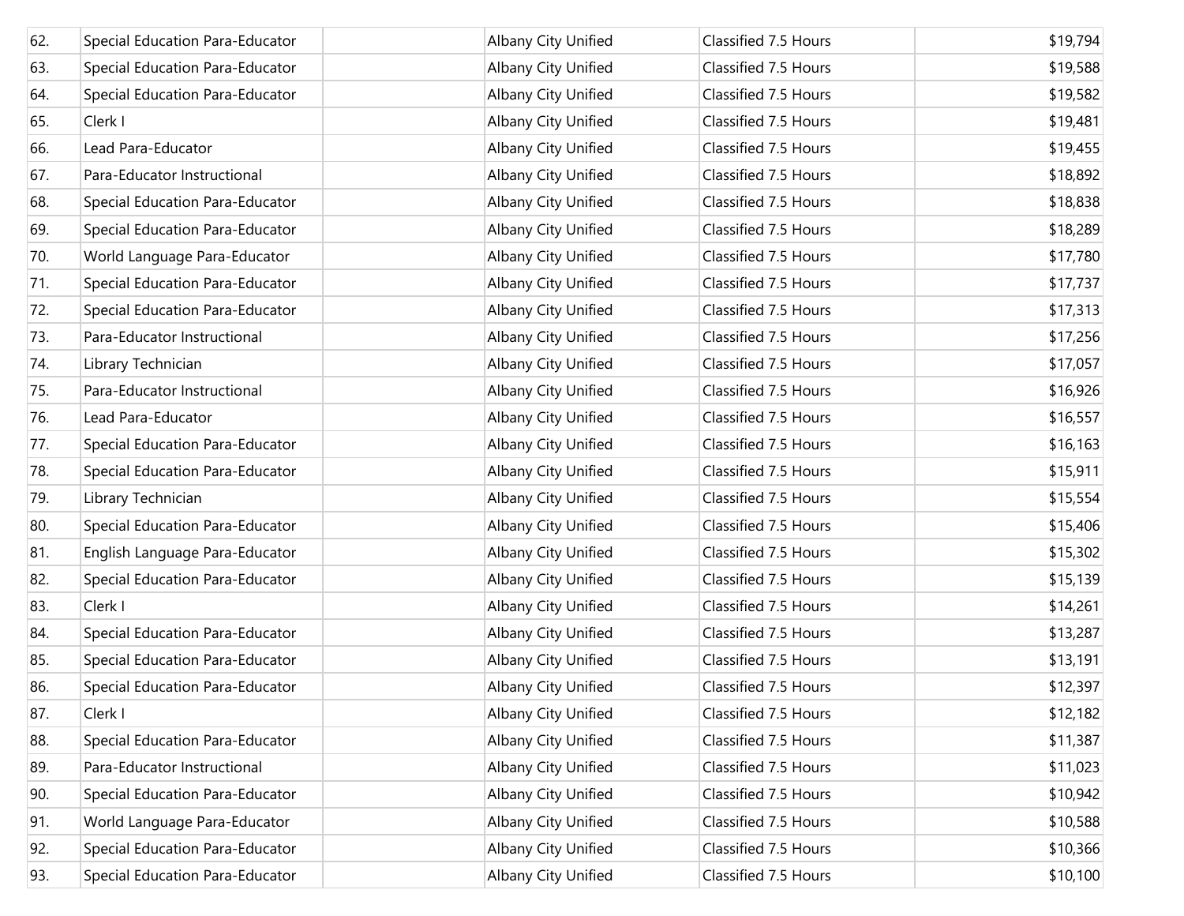| 62. | Special Education Para-Educator | | Albany City Unified | Classified 7.5 Hours | $19,794 |
|---|---|---|---|---|---|
| 63. | Special Education Para-Educator | | Albany City Unified | Classified 7.5 Hours | $19,588 |
| 64. | Special Education Para-Educator | | Albany City Unified | Classified 7.5 Hours | $19,582 |
| 65. | Clerk I | | Albany City Unified | Classified 7.5 Hours | $19,481 |
| 66. | Lead Para-Educator | | Albany City Unified | Classified 7.5 Hours | $19,455 |
| 67. | Para-Educator Instructional | | Albany City Unified | Classified 7.5 Hours | $18,892 |
| 68. | Special Education Para-Educator | | Albany City Unified | Classified 7.5 Hours | $18,838 |
| 69. | Special Education Para-Educator | | Albany City Unified | Classified 7.5 Hours | $18,289 |
| 70. | World Language Para-Educator | | Albany City Unified | Classified 7.5 Hours | $17,780 |
| 71. | Special Education Para-Educator | | Albany City Unified | Classified 7.5 Hours | $17,737 |
| 72. | Special Education Para-Educator | | Albany City Unified | Classified 7.5 Hours | $17,313 |
| 73. | Para-Educator Instructional | | Albany City Unified | Classified 7.5 Hours | $17,256 |
| 74. | Library Technician | | Albany City Unified | Classified 7.5 Hours | $17,057 |
| 75. | Para-Educator Instructional | | Albany City Unified | Classified 7.5 Hours | $16,926 |
| 76. | Lead Para-Educator | | Albany City Unified | Classified 7.5 Hours | $16,557 |
| 77. | Special Education Para-Educator | | Albany City Unified | Classified 7.5 Hours | $16,163 |
| 78. | Special Education Para-Educator | | Albany City Unified | Classified 7.5 Hours | $15,911 |
| 79. | Library Technician | | Albany City Unified | Classified 7.5 Hours | $15,554 |
| 80. | Special Education Para-Educator | | Albany City Unified | Classified 7.5 Hours | $15,406 |
| 81. | English Language Para-Educator | | Albany City Unified | Classified 7.5 Hours | $15,302 |
| 82. | Special Education Para-Educator | | Albany City Unified | Classified 7.5 Hours | $15,139 |
| 83. | Clerk I | | Albany City Unified | Classified 7.5 Hours | $14,261 |
| 84. | Special Education Para-Educator | | Albany City Unified | Classified 7.5 Hours | $13,287 |
| 85. | Special Education Para-Educator | | Albany City Unified | Classified 7.5 Hours | $13,191 |
| 86. | Special Education Para-Educator | | Albany City Unified | Classified 7.5 Hours | $12,397 |
| 87. | Clerk I | | Albany City Unified | Classified 7.5 Hours | $12,182 |
| 88. | Special Education Para-Educator | | Albany City Unified | Classified 7.5 Hours | $11,387 |
| 89. | Para-Educator Instructional | | Albany City Unified | Classified 7.5 Hours | $11,023 |
| 90. | Special Education Para-Educator | | Albany City Unified | Classified 7.5 Hours | $10,942 |
| 91. | World Language Para-Educator | | Albany City Unified | Classified 7.5 Hours | $10,588 |
| 92. | Special Education Para-Educator | | Albany City Unified | Classified 7.5 Hours | $10,366 |
| 93. | Special Education Para-Educator | | Albany City Unified | Classified 7.5 Hours | $10,100 |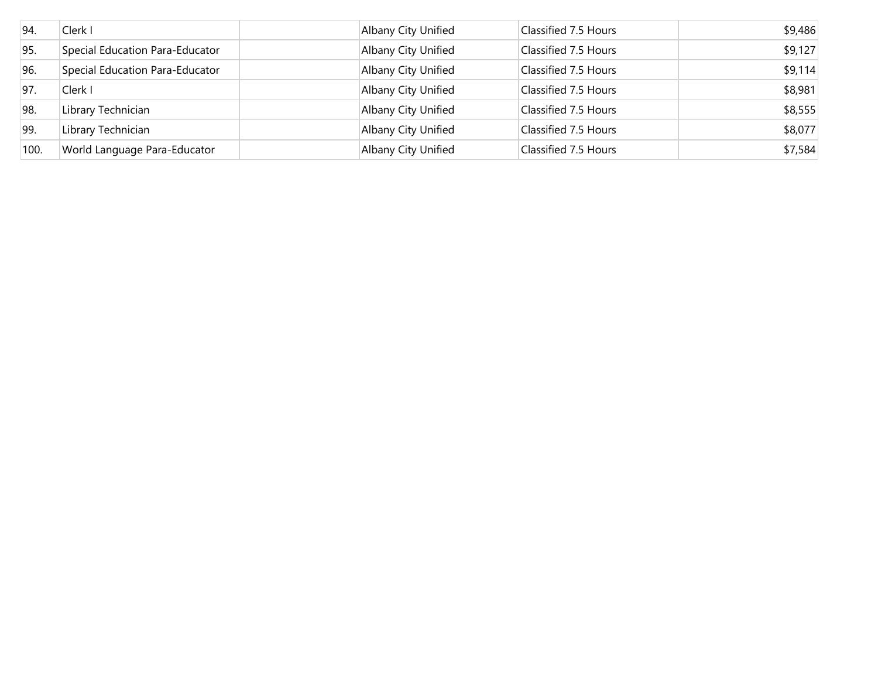| | | | | | |
|---|---|---|---|---|---|
| 94. | Clerk I | | Albany City Unified | Classified 7.5 Hours | $9,486 |
| 95. | Special Education Para-Educator | | Albany City Unified | Classified 7.5 Hours | $9,127 |
| 96. | Special Education Para-Educator | | Albany City Unified | Classified 7.5 Hours | $9,114 |
| 97. | Clerk I | | Albany City Unified | Classified 7.5 Hours | $8,981 |
| 98. | Library Technician | | Albany City Unified | Classified 7.5 Hours | $8,555 |
| 99. | Library Technician | | Albany City Unified | Classified 7.5 Hours | $8,077 |
| 100. | World Language Para-Educator | | Albany City Unified | Classified 7.5 Hours | $7,584 |